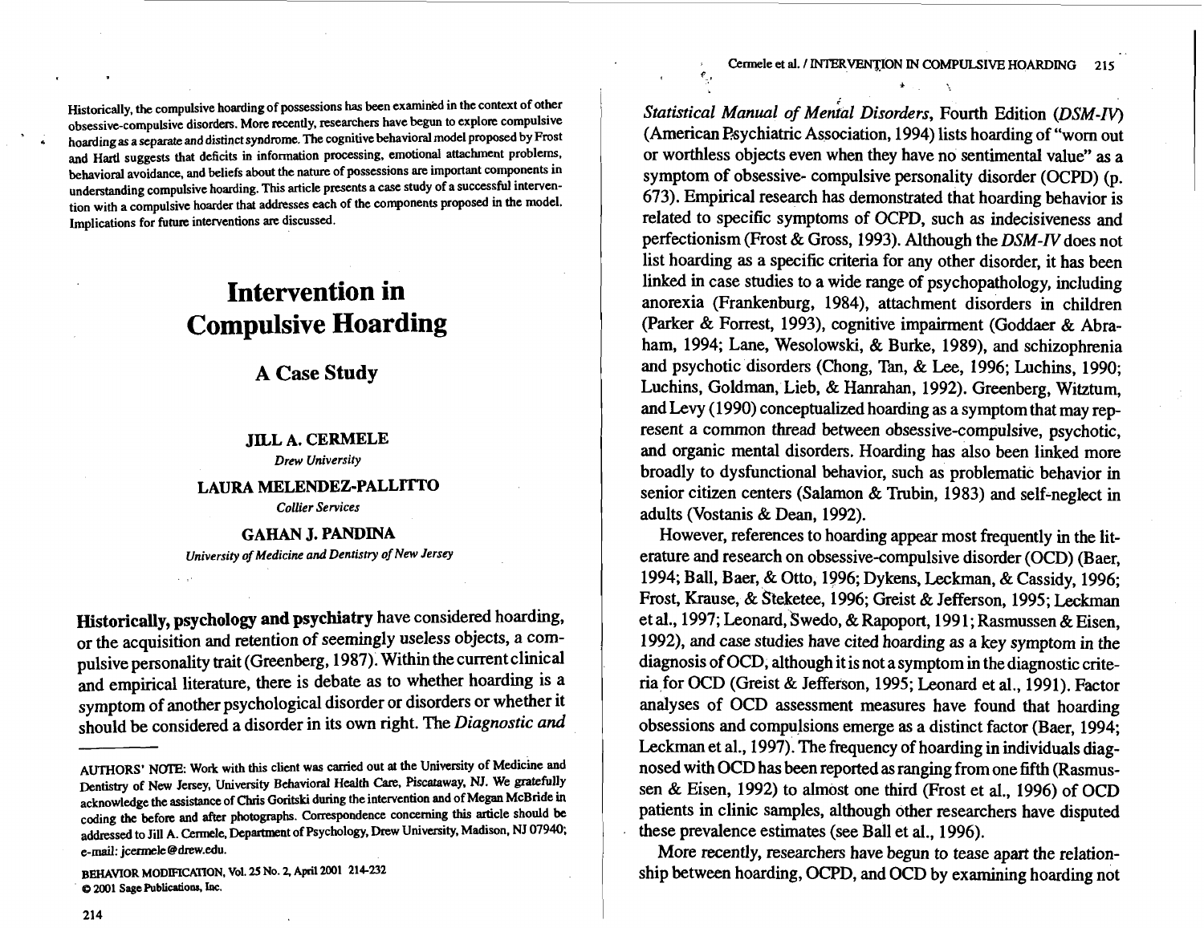Historically, the compulsive hoarding of possessions has been examined in the context of other obsessive-compulsive disorders. More recently, researchers have begun to explore compulsive hoarding as a separate and distinct syndrome. The cognitive behavioral model proposed by Frost and Hartl suggests that deficits in information processing, emotional attachment problems, behavioral avoidance, and beliefs about the nature of possessions are important components in understanding compulsive hoarding. This article presents a case study of a successful intervention with a compulsive hoarder that addresses each of the components proposed in the model. Implications for future interventions are discussed.

# Intervention in Compulsive Hoarding

## A Case Study

**JILL A. CERMELE**
*Drew University*

**LAURA MELENDEZ-PALLITTO**
*Collier Services*

**GAHAN J. PANDINA**
*University of Medicine and Dentistry of New Jersey*

**Historically, psychology and psychiatry** have considered hoarding, or the acquisition and retention of seemingly useless objects, a compulsive personality trait (Greenberg, 1987). Within the current clinical and empirical literature, there is debate as to whether hoarding is a symptom of another psychological disorder or disorders or whether it should be considered a disorder in its own right. The *Diagnostic and Statistical Manual of Mental Disorders*, Fourth Edition (*DSM-IV*) (American Psychiatric Association, 1994) lists hoarding of "worn out or worthless objects even when they have no sentimental value" as a symptom of obsessive- compulsive personality disorder (OCPD) (p. 673). Empirical research has demonstrated that hoarding behavior is related to specific symptoms of OCPD, such as indecisiveness and perfectionism (Frost & Gross, 1993). Although the *DSM-IV* does not list hoarding as a specific criteria for any other disorder, it has been linked in case studies to a wide range of psychopathology, including anorexia (Frankenburg, 1984), attachment disorders in children (Parker & Forrest, 1993), cognitive impairment (Goddaer & Abraham, 1994; Lane, Wesolowski, & Burke, 1989), and schizophrenia and psychotic disorders (Chong, Tan, & Lee, 1996; Luchins, 1990; Luchins, Goldman, Lieb, & Hanrahan, 1992). Greenberg, Witztum, and Levy (1990) conceptualized hoarding as a symptom that may represent a common thread between obsessive-compulsive, psychotic, and organic mental disorders. Hoarding has also been linked more broadly to dysfunctional behavior, such as problematic behavior in senior citizen centers (Salamon & Trubin, 1983) and self-neglect in adults (Vostanis & Dean, 1992).

However, references to hoarding appear most frequently in the literature and research on obsessive-compulsive disorder (OCD) (Baer, 1994; Ball, Baer, & Otto, 1996; Dykens, Leckman, & Cassidy, 1996; Frost, Krause, & Steketee, 1996; Greist & Jefferson, 1995; Leckman et al., 1997; Leonard, Swedo, & Rapoport, 1991; Rasmussen & Eisen, 1992), and case studies have cited hoarding as a key symptom in the diagnosis of OCD, although it is not a symptom in the diagnostic criteria for OCD (Greist & Jefferson, 1995; Leonard et al., 1991). Factor analyses of OCD assessment measures have found that hoarding obsessions and compulsions emerge as a distinct factor (Baer, 1994; Leckman et al., 1997). The frequency of hoarding in individuals diagnosed with OCD has been reported as ranging from one fifth (Rasmussen & Eisen, 1992) to almost one third (Frost et al., 1996) of OCD patients in clinic samples, although other researchers have disputed these prevalence estimates (see Ball et al., 1996).

More recently, researchers have begun to tease apart the relationship between hoarding, OCPD, and OCD by examining hoarding not

---

AUTHORS' NOTE: Work with this client was carried out at the University of Medicine and Dentistry of New Jersey, University Behavioral Health Care, Piscataway, NJ. We gratefully acknowledge the assistance of Chris Goritski during the intervention and of Megan McBride in coding the before and after photographs. Correspondence concerning this article should be addressed to Jill A. Cermele, Department of Psychology, Drew University, Madison, NJ 07940; e-mail: jcermele@drew.edu.

© 2001 Sage Publications, Inc.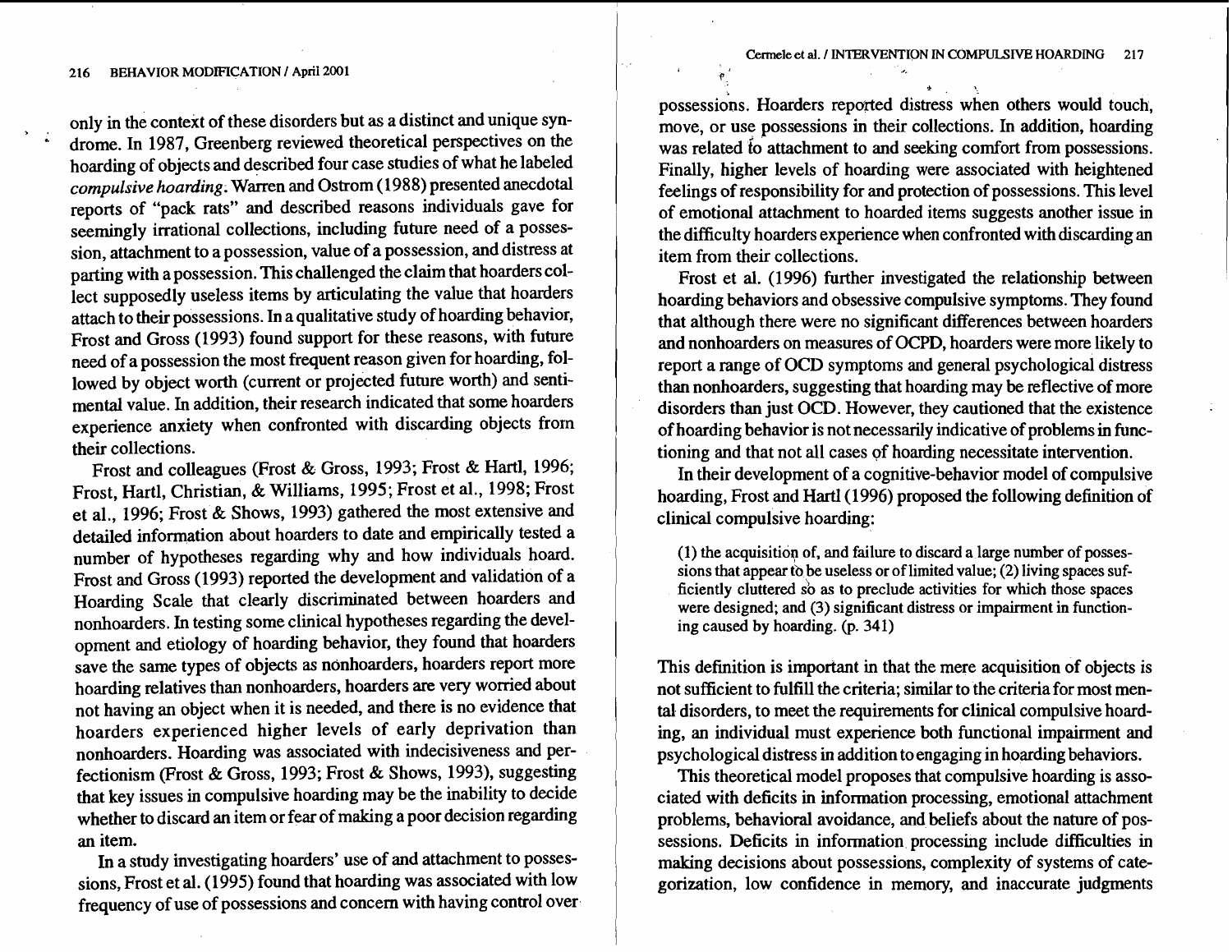only in the context of these disorders but as a distinct and unique syndrome. In 1987, Greenberg reviewed theoretical perspectives on the hoarding of objects and described four case studies of what he labeled *compulsive hoarding*. Warren and Ostrom (1988) presented anecdotal reports of "pack rats" and described reasons individuals gave for seemingly irrational collections, including future need of a possession, attachment to a possession, value of a possession, and distress at parting with a possession. This challenged the claim that hoarders collect supposedly useless items by articulating the value that hoarders attach to their possessions. In a qualitative study of hoarding behavior, Frost and Gross (1993) found support for these reasons, with future need of a possession the most frequent reason given for hoarding, followed by object worth (current or projected future worth) and sentimental value. In addition, their research indicated that some hoarders experience anxiety when confronted with discarding objects from their collections.

Frost and colleagues (Frost & Gross, 1993; Frost & Hartl, 1996; Frost, Hartl, Christian, & Williams, 1995; Frost et al., 1998; Frost et al., 1996; Frost & Shows, 1993) gathered the most extensive and detailed information about hoarders to date and empirically tested a number of hypotheses regarding why and how individuals hoard. Frost and Gross (1993) reported the development and validation of a Hoarding Scale that clearly discriminated between hoarders and nonhoarders. In testing some clinical hypotheses regarding the development and etiology of hoarding behavior, they found that hoarders save the same types of objects as nonhoarders, hoarders report more hoarding relatives than nonhoarders, hoarders are very worried about not having an object when it is needed, and there is no evidence that hoarders experienced higher levels of early deprivation than nonhoarders. Hoarding was associated with indecisiveness and perfectionism (Frost & Gross, 1993; Frost & Shows, 1993), suggesting that key issues in compulsive hoarding may be the inability to decide whether to discard an item or fear of making a poor decision regarding an item.

In a study investigating hoarders' use of and attachment to possessions, Frost et al. (1995) found that hoarding was associated with low frequency of use of possessions and concern with having control over possessions. Hoarders reported distress when others would touch, move, or use possessions in their collections. In addition, hoarding was related to attachment to and seeking comfort from possessions. Finally, higher levels of hoarding were associated with heightened feelings of responsibility for and protection of possessions. This level of emotional attachment to hoarded items suggests another issue in the difficulty hoarders experience when confronted with discarding an item from their collections.

Frost et al. (1996) further investigated the relationship between hoarding behaviors and obsessive compulsive symptoms. They found that although there were no significant differences between hoarders and nonhoarders on measures of OCPD, hoarders were more likely to report a range of OCD symptoms and general psychological distress than nonhoarders, suggesting that hoarding may be reflective of more disorders than just OCD. However, they cautioned that the existence of hoarding behavior is not necessarily indicative of problems in functioning and that not all cases of hoarding necessitate intervention.

In their development of a cognitive-behavior model of compulsive hoarding, Frost and Hartl (1996) proposed the following definition of clinical compulsive hoarding:

> (1) the acquisition of, and failure to discard a large number of possessions that appear to be useless or of limited value; (2) living spaces sufficiently cluttered so as to preclude activities for which those spaces were designed; and (3) significant distress or impairment in functioning caused by hoarding. (p. 341)

This definition is important in that the mere acquisition of objects is not sufficient to fulfill the criteria; similar to the criteria for most mental disorders, to meet the requirements for clinical compulsive hoarding, an individual must experience both functional impairment and psychological distress in addition to engaging in hoarding behaviors.

This theoretical model proposes that compulsive hoarding is associated with deficits in information processing, emotional attachment problems, behavioral avoidance, and beliefs about the nature of possessions. Deficits in information processing include difficulties in making decisions about possessions, complexity of systems of categorization, low confidence in memory, and inaccurate judgments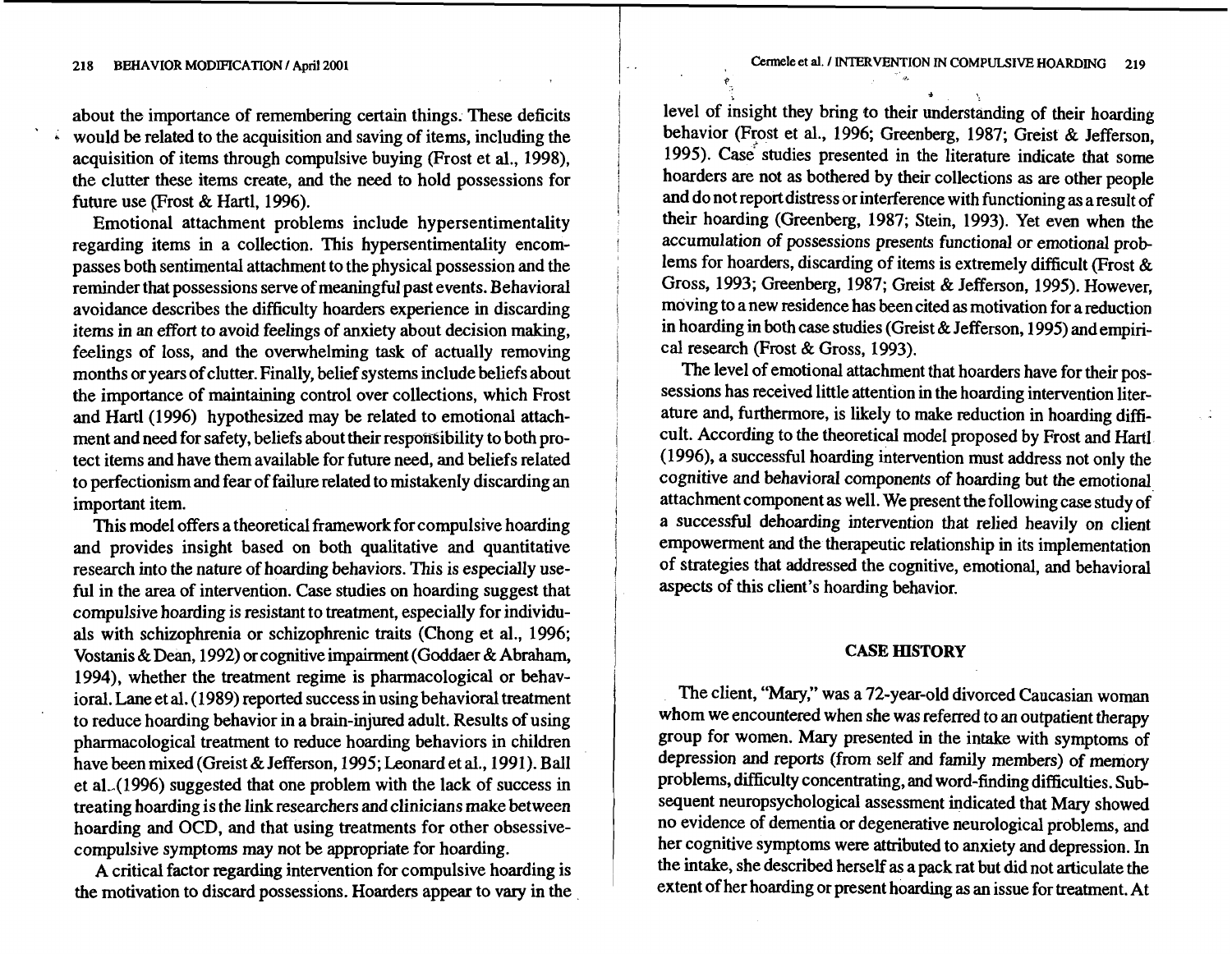about the importance of remembering certain things. These deficits would be related to the acquisition and saving of items, including the acquisition of items through compulsive buying (Frost et al., 1998), the clutter these items create, and the need to hold possessions for future use (Frost & Hartl, 1996).

Emotional attachment problems include hypersentimentality regarding items in a collection. This hypersentimentality encompasses both sentimental attachment to the physical possession and the reminder that possessions serve of meaningful past events. Behavioral avoidance describes the difficulty hoarders experience in discarding items in an effort to avoid feelings of anxiety about decision making, feelings of loss, and the overwhelming task of actually removing months or years of clutter. Finally, belief systems include beliefs about the importance of maintaining control over collections, which Frost and Hartl (1996) hypothesized may be related to emotional attachment and need for safety, beliefs about their responsibility to both protect items and have them available for future need, and beliefs related to perfectionism and fear of failure related to mistakenly discarding an important item.

This model offers a theoretical framework for compulsive hoarding and provides insight based on both qualitative and quantitative research into the nature of hoarding behaviors. This is especially useful in the area of intervention. Case studies on hoarding suggest that compulsive hoarding is resistant to treatment, especially for individuals with schizophrenia or schizophrenic traits (Chong et al., 1996; Vostanis & Dean, 1992) or cognitive impairment (Goddaer & Abraham, 1994), whether the treatment regime is pharmacological or behavioral. Lane et al. (1989) reported success in using behavioral treatment to reduce hoarding behavior in a brain-injured adult. Results of using pharmacological treatment to reduce hoarding behaviors in children have been mixed (Greist & Jefferson, 1995; Leonard et al., 1991). Ball et al. (1996) suggested that one problem with the lack of success in treating hoarding is the link researchers and clinicians make between hoarding and OCD, and that using treatments for other obsessive-compulsive symptoms may not be appropriate for hoarding.

A critical factor regarding intervention for compulsive hoarding is the motivation to discard possessions. Hoarders appear to vary in the level of insight they bring to their understanding of their hoarding behavior (Frost et al., 1996; Greenberg, 1987; Greist & Jefferson, 1995). Case studies presented in the literature indicate that some hoarders are not as bothered by their collections as are other people and do not report distress or interference with functioning as a result of their hoarding (Greenberg, 1987; Stein, 1993). Yet even when the accumulation of possessions presents functional or emotional problems for hoarders, discarding of items is extremely difficult (Frost & Gross, 1993; Greenberg, 1987; Greist & Jefferson, 1995). However, moving to a new residence has been cited as motivation for a reduction in hoarding in both case studies (Greist & Jefferson, 1995) and empirical research (Frost & Gross, 1993).

The level of emotional attachment that hoarders have for their possessions has received little attention in the hoarding intervention literature and, furthermore, is likely to make reduction in hoarding difficult. According to the theoretical model proposed by Frost and Hartl (1996), a successful hoarding intervention must address not only the cognitive and behavioral components of hoarding but the emotional attachment component as well. We present the following case study of a successful dehoarding intervention that relied heavily on client empowerment and the therapeutic relationship in its implementation of strategies that addressed the cognitive, emotional, and behavioral aspects of this client's hoarding behavior.

## CASE HISTORY

The client, "Mary," was a 72-year-old divorced Caucasian woman whom we encountered when she was referred to an outpatient therapy group for women. Mary presented in the intake with symptoms of depression and reports (from self and family members) of memory problems, difficulty concentrating, and word-finding difficulties. Subsequent neuropsychological assessment indicated that Mary showed no evidence of dementia or degenerative neurological problems, and her cognitive symptoms were attributed to anxiety and depression. In the intake, she described herself as a pack rat but did not articulate the extent of her hoarding or present hoarding as an issue for treatment. At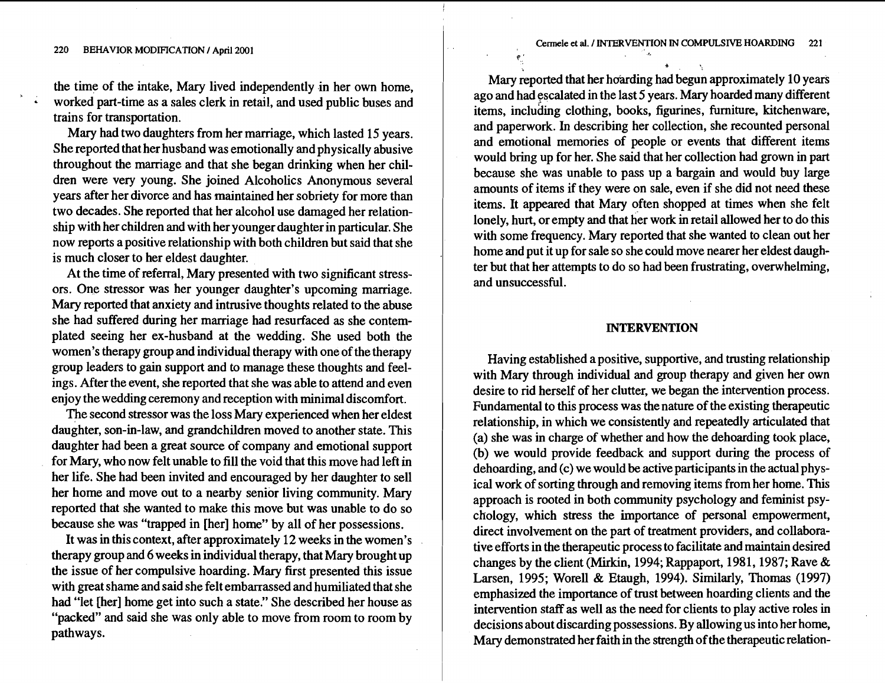the time of the intake, Mary lived independently in her own home, worked part-time as a sales clerk in retail, and used public buses and trains for transportation.

Mary had two daughters from her marriage, which lasted 15 years. She reported that her husband was emotionally and physically abusive throughout the marriage and that she began drinking when her children were very young. She joined Alcoholics Anonymous several years after her divorce and has maintained her sobriety for more than two decades. She reported that her alcohol use damaged her relationship with her children and with her younger daughter in particular. She now reports a positive relationship with both children but said that she is much closer to her eldest daughter.

At the time of referral, Mary presented with two significant stressors. One stressor was her younger daughter's upcoming marriage. Mary reported that anxiety and intrusive thoughts related to the abuse she had suffered during her marriage had resurfaced as she contemplated seeing her ex-husband at the wedding. She used both the women's therapy group and individual therapy with one of the therapy group leaders to gain support and to manage these thoughts and feelings. After the event, she reported that she was able to attend and even enjoy the wedding ceremony and reception with minimal discomfort.

The second stressor was the loss Mary experienced when her eldest daughter, son-in-law, and grandchildren moved to another state. This daughter had been a great source of company and emotional support for Mary, who now felt unable to fill the void that this move had left in her life. She had been invited and encouraged by her daughter to sell her home and move out to a nearby senior living community. Mary reported that she wanted to make this move but was unable to do so because she was "trapped in [her] home" by all of her possessions.

It was in this context, after approximately 12 weeks in the women's therapy group and 6 weeks in individual therapy, that Mary brought up the issue of her compulsive hoarding. Mary first presented this issue with great shame and said she felt embarrassed and humiliated that she had "let [her] home get into such a state." She described her house as "packed" and said she was only able to move from room to room by pathways.

Mary reported that her hoarding had begun approximately 10 years ago and had escalated in the last 5 years. Mary hoarded many different items, including clothing, books, figurines, furniture, kitchenware, and paperwork. In describing her collection, she recounted personal and emotional memories of people or events that different items would bring up for her. She said that her collection had grown in part because she was unable to pass up a bargain and would buy large amounts of items if they were on sale, even if she did not need these items. It appeared that Mary often shopped at times when she felt lonely, hurt, or empty and that her work in retail allowed her to do this with some frequency. Mary reported that she wanted to clean out her home and put it up for sale so she could move nearer her eldest daughter but that her attempts to do so had been frustrating, overwhelming, and unsuccessful.

## INTERVENTION

Having established a positive, supportive, and trusting relationship with Mary through individual and group therapy and given her own desire to rid herself of her clutter, we began the intervention process. Fundamental to this process was the nature of the existing therapeutic relationship, in which we consistently and repeatedly articulated that (a) she was in charge of whether and how the dehoarding took place, (b) we would provide feedback and support during the process of dehoarding, and (c) we would be active participants in the actual physical work of sorting through and removing items from her home. This approach is rooted in both community psychology and feminist psychology, which stress the importance of personal empowerment, direct involvement on the part of treatment providers, and collaborative efforts in the therapeutic process to facilitate and maintain desired changes by the client (Mirkin, 1994; Rappaport, 1981, 1987; Rave & Larsen, 1995; Worell & Etaugh, 1994). Similarly, Thomas (1997) emphasized the importance of trust between hoarding clients and the intervention staff as well as the need for clients to play active roles in decisions about discarding possessions. By allowing us into her home, Mary demonstrated her faith in the strength of the therapeutic relation-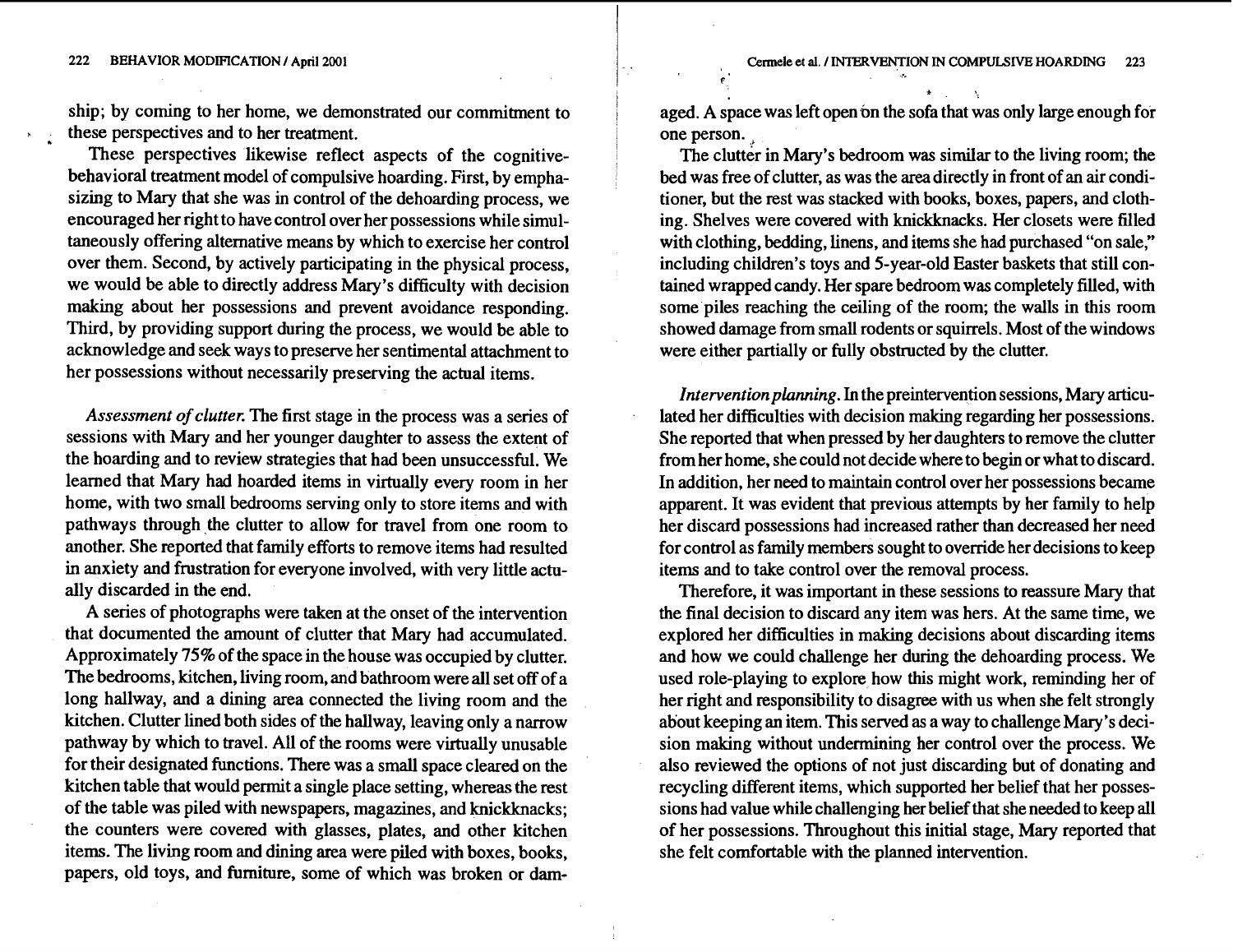ship; by coming to her home, we demonstrated our commitment to these perspectives and to her treatment.

These perspectives likewise reflect aspects of the cognitive-behavioral treatment model of compulsive hoarding. First, by emphasizing to Mary that she was in control of the dehoarding process, we encouraged her right to have control over her possessions while simultaneously offering alternative means by which to exercise her control over them. Second, by actively participating in the physical process, we would be able to directly address Mary's difficulty with decision making about her possessions and prevent avoidance responding. Third, by providing support during the process, we would be able to acknowledge and seek ways to preserve her sentimental attachment to her possessions without necessarily preserving the actual items.

*Assessment of clutter.* The first stage in the process was a series of sessions with Mary and her younger daughter to assess the extent of the hoarding and to review strategies that had been unsuccessful. We learned that Mary had hoarded items in virtually every room in her home, with two small bedrooms serving only to store items and with pathways through the clutter to allow for travel from one room to another. She reported that family efforts to remove items had resulted in anxiety and frustration for everyone involved, with very little actually discarded in the end.

A series of photographs were taken at the onset of the intervention that documented the amount of clutter that Mary had accumulated. Approximately 75% of the space in the house was occupied by clutter. The bedrooms, kitchen, living room, and bathroom were all set off of a long hallway, and a dining area connected the living room and the kitchen. Clutter lined both sides of the hallway, leaving only a narrow pathway by which to travel. All of the rooms were virtually unusable for their designated functions. There was a small space cleared on the kitchen table that would permit a single place setting, whereas the rest of the table was piled with newspapers, magazines, and knickknacks; the counters were covered with glasses, plates, and other kitchen items. The living room and dining area were piled with boxes, books, papers, old toys, and furniture, some of which was broken or damaged. A space was left open on the sofa that was only large enough for one person.

The clutter in Mary's bedroom was similar to the living room; the bed was free of clutter, as was the area directly in front of an air conditioner, but the rest was stacked with books, boxes, papers, and clothing. Shelves were covered with knickknacks. Her closets were filled with clothing, bedding, linens, and items she had purchased "on sale," including children's toys and 5-year-old Easter baskets that still contained wrapped candy. Her spare bedroom was completely filled, with some piles reaching the ceiling of the room; the walls in this room showed damage from small rodents or squirrels. Most of the windows were either partially or fully obstructed by the clutter.

*Intervention planning.* In the preintervention sessions, Mary articulated her difficulties with decision making regarding her possessions. She reported that when pressed by her daughters to remove the clutter from her home, she could not decide where to begin or what to discard. In addition, her need to maintain control over her possessions became apparent. It was evident that previous attempts by her family to help her discard possessions had increased rather than decreased her need for control as family members sought to override her decisions to keep items and to take control over the removal process.

Therefore, it was important in these sessions to reassure Mary that the final decision to discard any item was hers. At the same time, we explored her difficulties in making decisions about discarding items and how we could challenge her during the dehoarding process. We used role-playing to explore how this might work, reminding her of her right and responsibility to disagree with us when she felt strongly about keeping an item. This served as a way to challenge Mary's decision making without undermining her control over the process. We also reviewed the options of not just discarding but of donating and recycling different items, which supported her belief that her possessions had value while challenging her belief that she needed to keep all of her possessions. Throughout this initial stage, Mary reported that she felt comfortable with the planned intervention.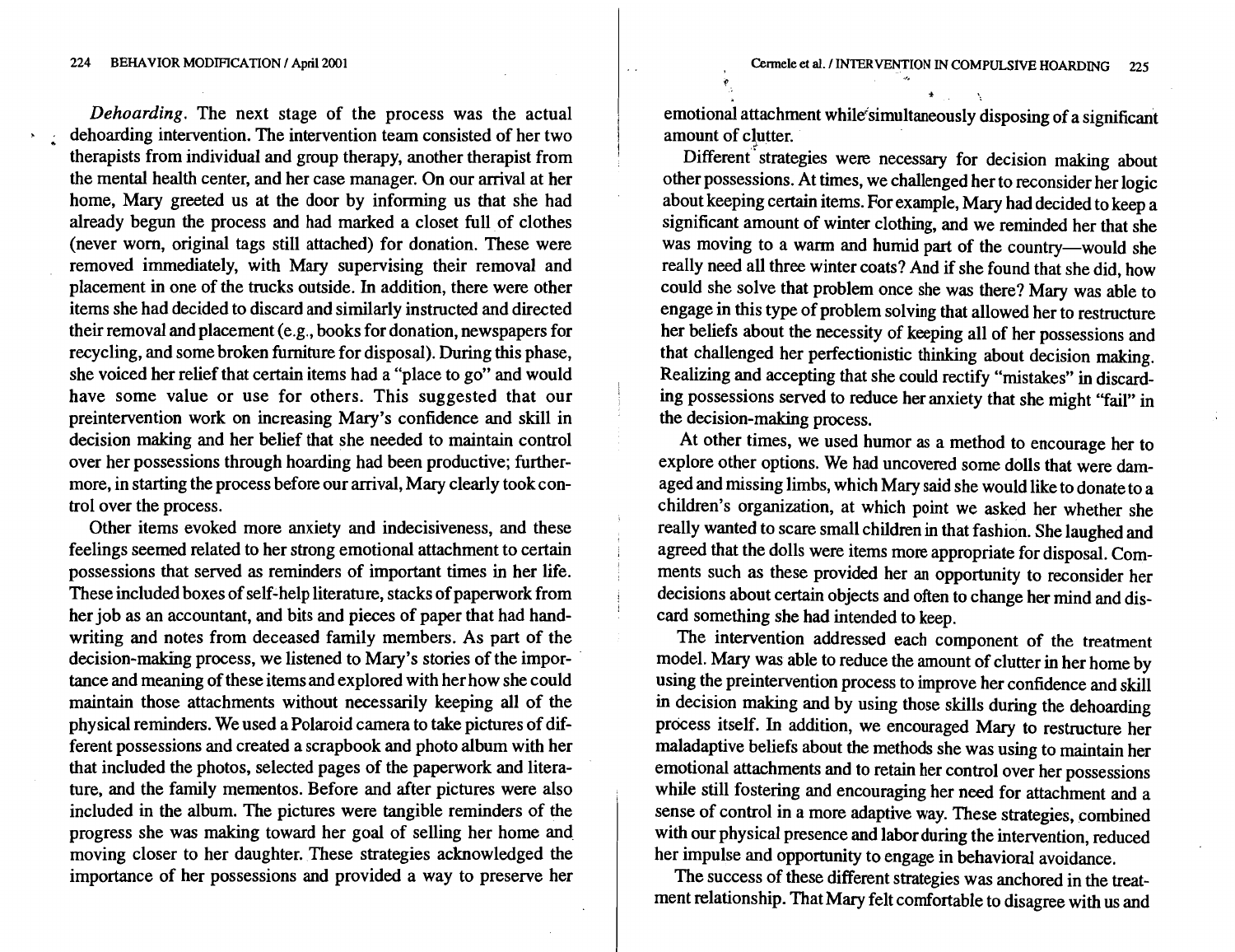*Dehoarding*. The next stage of the process was the actual dehoarding intervention. The intervention team consisted of her two therapists from individual and group therapy, another therapist from the mental health center, and her case manager. On our arrival at her home, Mary greeted us at the door by informing us that she had already begun the process and had marked a closet full of clothes (never worn, original tags still attached) for donation. These were removed immediately, with Mary supervising their removal and placement in one of the trucks outside. In addition, there were other items she had decided to discard and similarly instructed and directed their removal and placement (e.g., books for donation, newspapers for recycling, and some broken furniture for disposal). During this phase, she voiced her relief that certain items had a "place to go" and would have some value or use for others. This suggested that our preintervention work on increasing Mary's confidence and skill in decision making and her belief that she needed to maintain control over her possessions through hoarding had been productive; furthermore, in starting the process before our arrival, Mary clearly took control over the process.

Other items evoked more anxiety and indecisiveness, and these feelings seemed related to her strong emotional attachment to certain possessions that served as reminders of important times in her life. These included boxes of self-help literature, stacks of paperwork from her job as an accountant, and bits and pieces of paper that had handwriting and notes from deceased family members. As part of the decision-making process, we listened to Mary's stories of the importance and meaning of these items and explored with her how she could maintain those attachments without necessarily keeping all of the physical reminders. We used a Polaroid camera to take pictures of different possessions and created a scrapbook and photo album with her that included the photos, selected pages of the paperwork and literature, and the family mementos. Before and after pictures were also included in the album. The pictures were tangible reminders of the progress she was making toward her goal of selling her home and moving closer to her daughter. These strategies acknowledged the importance of her possessions and provided a way to preserve her emotional attachment while simultaneously disposing of a significant amount of clutter.

Different strategies were necessary for decision making about other possessions. At times, we challenged her to reconsider her logic about keeping certain items. For example, Mary had decided to keep a significant amount of winter clothing, and we reminded her that she was moving to a warm and humid part of the country—would she really need all three winter coats? And if she found that she did, how could she solve that problem once she was there? Mary was able to engage in this type of problem solving that allowed her to restructure her beliefs about the necessity of keeping all of her possessions and that challenged her perfectionistic thinking about decision making. Realizing and accepting that she could rectify "mistakes" in discarding possessions served to reduce her anxiety that she might "fail" in the decision-making process.

At other times, we used humor as a method to encourage her to explore other options. We had uncovered some dolls that were damaged and missing limbs, which Mary said she would like to donate to a children's organization, at which point we asked her whether she really wanted to scare small children in that fashion. She laughed and agreed that the dolls were items more appropriate for disposal. Comments such as these provided her an opportunity to reconsider her decisions about certain objects and often to change her mind and discard something she had intended to keep.

The intervention addressed each component of the treatment model. Mary was able to reduce the amount of clutter in her home by using the preintervention process to improve her confidence and skill in decision making and by using those skills during the dehoarding process itself. In addition, we encouraged Mary to restructure her maladaptive beliefs about the methods she was using to maintain her emotional attachments and to retain her control over her possessions while still fostering and encouraging her need for attachment and a sense of control in a more adaptive way. These strategies, combined with our physical presence and labor during the intervention, reduced her impulse and opportunity to engage in behavioral avoidance.

The success of these different strategies was anchored in the treatment relationship. That Mary felt comfortable to disagree with us and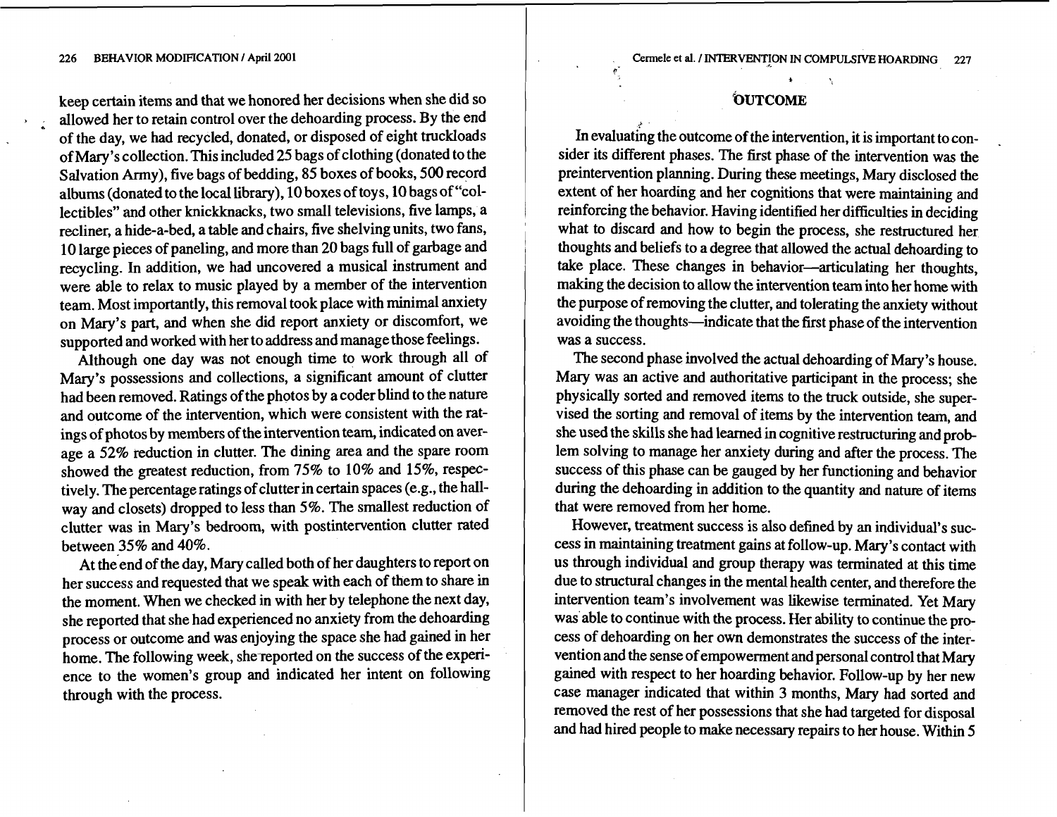keep certain items and that we honored her decisions when she did so allowed her to retain control over the dehoarding process. By the end of the day, we had recycled, donated, or disposed of eight truckloads of Mary's collection. This included 25 bags of clothing (donated to the Salvation Army), five bags of bedding, 85 boxes of books, 500 record albums (donated to the local library), 10 boxes of toys, 10 bags of "collectibles" and other knickknacks, two small televisions, five lamps, a recliner, a hide-a-bed, a table and chairs, five shelving units, two fans, 10 large pieces of paneling, and more than 20 bags full of garbage and recycling. In addition, we had uncovered a musical instrument and were able to relax to music played by a member of the intervention team. Most importantly, this removal took place with minimal anxiety on Mary's part, and when she did report anxiety or discomfort, we supported and worked with her to address and manage those feelings.

Although one day was not enough time to work through all of Mary's possessions and collections, a significant amount of clutter had been removed. Ratings of the photos by a coder blind to the nature and outcome of the intervention, which were consistent with the ratings of photos by members of the intervention team, indicated on average a 52% reduction in clutter. The dining area and the spare room showed the greatest reduction, from 75% to 10% and 15%, respectively. The percentage ratings of clutter in certain spaces (e.g., the hallway and closets) dropped to less than 5%. The smallest reduction of clutter was in Mary's bedroom, with postintervention clutter rated between 35% and 40%.

At the end of the day, Mary called both of her daughters to report on her success and requested that we speak with each of them to share in the moment. When we checked in with her by telephone the next day, she reported that she had experienced no anxiety from the dehoarding process or outcome and was enjoying the space she had gained in her home. The following week, she reported on the success of the experience to the women's group and indicated her intent on following through with the process.

## OUTCOME

In evaluating the outcome of the intervention, it is important to consider its different phases. The first phase of the intervention was the preintervention planning. During these meetings, Mary disclosed the extent of her hoarding and her cognitions that were maintaining and reinforcing the behavior. Having identified her difficulties in deciding what to discard and how to begin the process, she restructured her thoughts and beliefs to a degree that allowed the actual dehoarding to take place. These changes in behavior—articulating her thoughts, making the decision to allow the intervention team into her home with the purpose of removing the clutter, and tolerating the anxiety without avoiding the thoughts—indicate that the first phase of the intervention was a success.

The second phase involved the actual dehoarding of Mary's house. Mary was an active and authoritative participant in the process; she physically sorted and removed items to the truck outside, she supervised the sorting and removal of items by the intervention team, and she used the skills she had learned in cognitive restructuring and problem solving to manage her anxiety during and after the process. The success of this phase can be gauged by her functioning and behavior during the dehoarding in addition to the quantity and nature of items that were removed from her home.

However, treatment success is also defined by an individual's success in maintaining treatment gains at follow-up. Mary's contact with us through individual and group therapy was terminated at this time due to structural changes in the mental health center, and therefore the intervention team's involvement was likewise terminated. Yet Mary was able to continue with the process. Her ability to continue the process of dehoarding on her own demonstrates the success of the intervention and the sense of empowerment and personal control that Mary gained with respect to her hoarding behavior. Follow-up by her new case manager indicated that within 3 months, Mary had sorted and removed the rest of her possessions that she had targeted for disposal and had hired people to make necessary repairs to her house. Within 5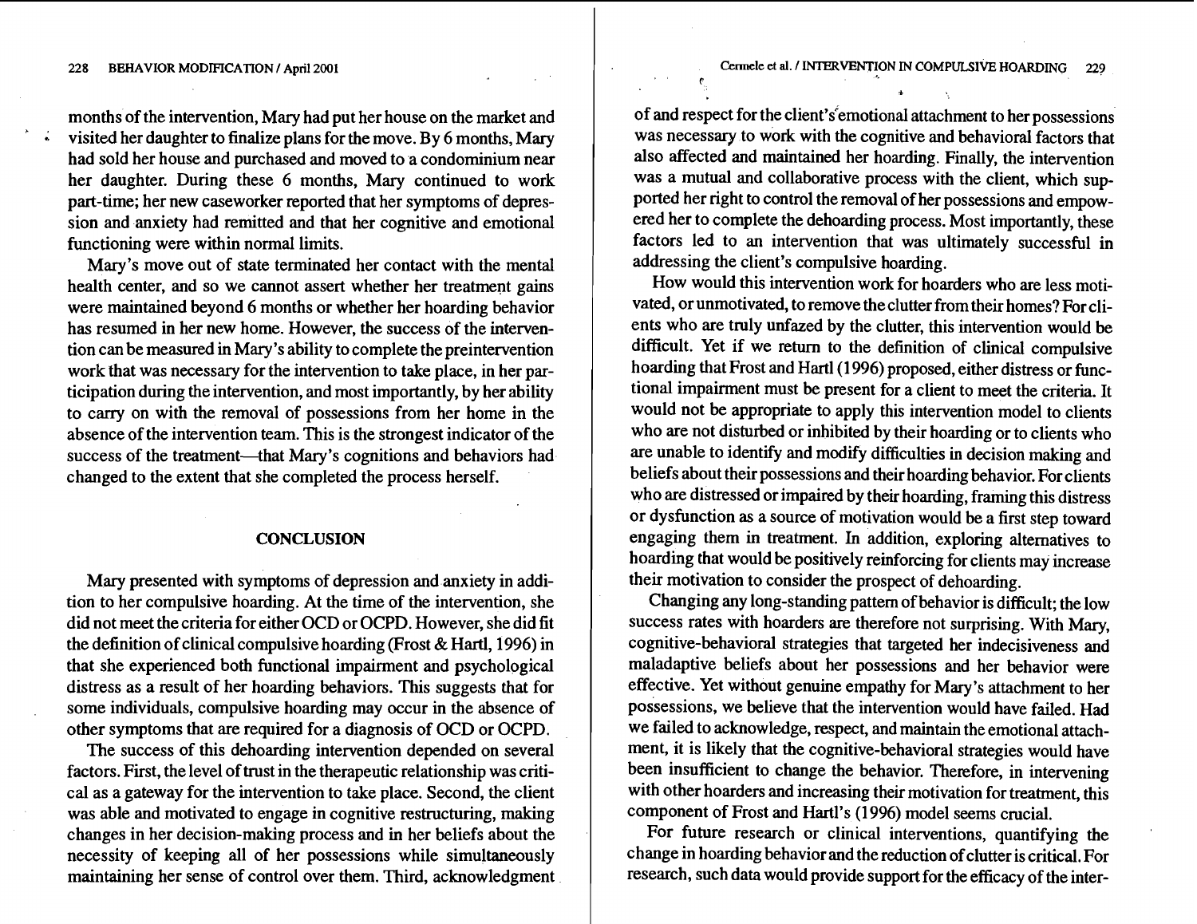months of the intervention, Mary had put her house on the market and visited her daughter to finalize plans for the move. By 6 months, Mary had sold her house and purchased and moved to a condominium near her daughter. During these 6 months, Mary continued to work part-time; her new caseworker reported that her symptoms of depression and anxiety had remitted and that her cognitive and emotional functioning were within normal limits.

Mary's move out of state terminated her contact with the mental health center, and so we cannot assert whether her treatment gains were maintained beyond 6 months or whether her hoarding behavior has resumed in her new home. However, the success of the intervention can be measured in Mary's ability to complete the preintervention work that was necessary for the intervention to take place, in her participation during the intervention, and most importantly, by her ability to carry on with the removal of possessions from her home in the absence of the intervention team. This is the strongest indicator of the success of the treatment—that Mary's cognitions and behaviors had changed to the extent that she completed the process herself.

## CONCLUSION

Mary presented with symptoms of depression and anxiety in addition to her compulsive hoarding. At the time of the intervention, she did not meet the criteria for either OCD or OCPD. However, she did fit the definition of clinical compulsive hoarding (Frost & Hartl, 1996) in that she experienced both functional impairment and psychological distress as a result of her hoarding behaviors. This suggests that for some individuals, compulsive hoarding may occur in the absence of other symptoms that are required for a diagnosis of OCD or OCPD.

The success of this dehoarding intervention depended on several factors. First, the level of trust in the therapeutic relationship was critical as a gateway for the intervention to take place. Second, the client was able and motivated to engage in cognitive restructuring, making changes in her decision-making process and in her beliefs about the necessity of keeping all of her possessions while simultaneously maintaining her sense of control over them. Third, acknowledgment of and respect for the client's emotional attachment to her possessions was necessary to work with the cognitive and behavioral factors that also affected and maintained her hoarding. Finally, the intervention was a mutual and collaborative process with the client, which supported her right to control the removal of her possessions and empowered her to complete the dehoarding process. Most importantly, these factors led to an intervention that was ultimately successful in addressing the client's compulsive hoarding.

How would this intervention work for hoarders who are less motivated, or unmotivated, to remove the clutter from their homes? For clients who are truly unfazed by the clutter, this intervention would be difficult. Yet if we return to the definition of clinical compulsive hoarding that Frost and Hartl (1996) proposed, either distress or functional impairment must be present for a client to meet the criteria. It would not be appropriate to apply this intervention model to clients who are not disturbed or inhibited by their hoarding or to clients who are unable to identify and modify difficulties in decision making and beliefs about their possessions and their hoarding behavior. For clients who are distressed or impaired by their hoarding, framing this distress or dysfunction as a source of motivation would be a first step toward engaging them in treatment. In addition, exploring alternatives to hoarding that would be positively reinforcing for clients may increase their motivation to consider the prospect of dehoarding.

Changing any long-standing pattern of behavior is difficult; the low success rates with hoarders are therefore not surprising. With Mary, cognitive-behavioral strategies that targeted her indecisiveness and maladaptive beliefs about her possessions and her behavior were effective. Yet without genuine empathy for Mary's attachment to her possessions, we believe that the intervention would have failed. Had we failed to acknowledge, respect, and maintain the emotional attachment, it is likely that the cognitive-behavioral strategies would have been insufficient to change the behavior. Therefore, in intervening with other hoarders and increasing their motivation for treatment, this component of Frost and Hartl's (1996) model seems crucial.

For future research or clinical interventions, quantifying the change in hoarding behavior and the reduction of clutter is critical. For research, such data would provide support for the efficacy of the inter-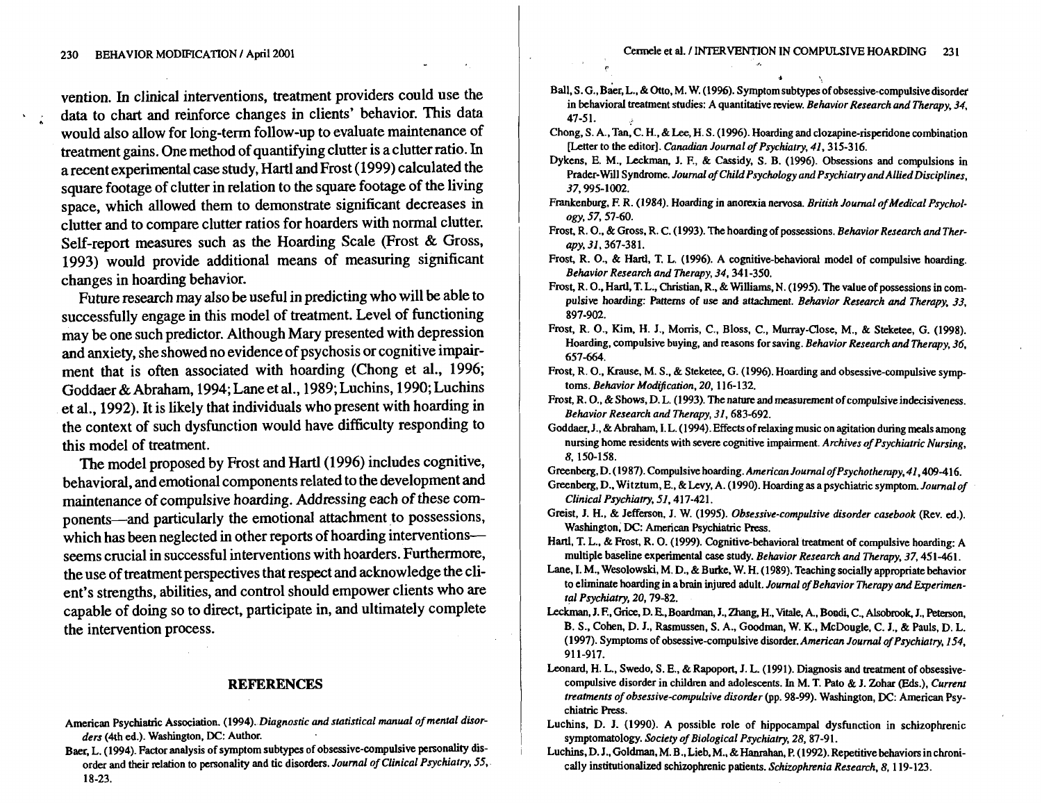vention. In clinical interventions, treatment providers could use the data to chart and reinforce changes in clients' behavior. This data would also allow for long-term follow-up to evaluate maintenance of treatment gains. One method of quantifying clutter is a clutter ratio. In a recent experimental case study, Hartl and Frost (1999) calculated the square footage of clutter in relation to the square footage of the living space, which allowed them to demonstrate significant decreases in clutter and to compare clutter ratios for hoarders with normal clutter. Self-report measures such as the Hoarding Scale (Frost & Gross, 1993) would provide additional means of measuring significant changes in hoarding behavior.

Future research may also be useful in predicting who will be able to successfully engage in this model of treatment. Level of functioning may be one such predictor. Although Mary presented with depression and anxiety, she showed no evidence of psychosis or cognitive impairment that is often associated with hoarding (Chong et al., 1996; Goddaer & Abraham, 1994; Lane et al., 1989; Luchins, 1990; Luchins et al., 1992). It is likely that individuals who present with hoarding in the context of such dysfunction would have difficulty responding to this model of treatment.

The model proposed by Frost and Hartl (1996) includes cognitive, behavioral, and emotional components related to the development and maintenance of compulsive hoarding. Addressing each of these components—and particularly the emotional attachment to possessions, which has been neglected in other reports of hoarding interventions—seems crucial in successful interventions with hoarders. Furthermore, the use of treatment perspectives that respect and acknowledge the client's strengths, abilities, and control should empower clients who are capable of doing so to direct, participate in, and ultimately complete the intervention process.

## REFERENCES

American Psychiatric Association. (1994). *Diagnostic and statistical manual of mental disorders* (4th ed.). Washington, DC: Author.

Baer, L. (1994). Factor analysis of symptom subtypes of obsessive-compulsive personality disorder and their relation to personality and tic disorders. *Journal of Clinical Psychiatry, 55*, 18-23.

Ball, S. G., Baer, L., & Otto, M. W. (1996). Symptom subtypes of obsessive-compulsive disorder in behavioral treatment studies: A quantitative review. *Behavior Research and Therapy, 34*, 47-51.

Chong, S. A., Tan, C. H., & Lee, H. S. (1996). Hoarding and clozapine-risperidone combination [Letter to the editor]. *Canadian Journal of Psychiatry, 41*, 315-316.

Dykens, E. M., Leckman, J. F., & Cassidy, S. B. (1996). Obsessions and compulsions in Prader-Will Syndrome. *Journal of Child Psychology and Psychiatry and Allied Disciplines, 37*, 995-1002.

Frankenburg, F. R. (1984). Hoarding in anorexia nervosa. *British Journal of Medical Psychology, 57*, 57-60.

Frost, R. O., & Gross, R. C. (1993). The hoarding of possessions. *Behavior Research and Therapy, 31*, 367-381.

Frost, R. O., & Hartl, T. L. (1996). A cognitive-behavioral model of compulsive hoarding. *Behavior Research and Therapy, 34*, 341-350.

Frost, R. O., Hartl, T. L., Christian, R., & Williams, N. (1995). The value of possessions in compulsive hoarding: Patterns of use and attachment. *Behavior Research and Therapy, 33*, 897-902.

Frost, R. O., Kim, H. J., Morris, C., Bloss, C., Murray-Close, M., & Steketee, G. (1998). Hoarding, compulsive buying, and reasons for saving. *Behavior Research and Therapy, 36*, 657-664.

Frost, R. O., Krause, M. S., & Steketee, G. (1996). Hoarding and obsessive-compulsive symptoms. *Behavior Modification, 20*, 116-132.

Frost, R. O., & Shows, D. L. (1993). The nature and measurement of compulsive indecisiveness. *Behavior Research and Therapy, 31*, 683-692.

Goddaer, J., & Abraham, I. L. (1994). Effects of relaxing music on agitation during meals among nursing home residents with severe cognitive impairment. *Archives of Psychiatric Nursing, 8*, 150-158.

Greenberg, D. (1987). Compulsive hoarding. *American Journal of Psychotherapy, 41*, 409-416.

Greenberg, D., Witztum, E., & Levy, A. (1990). Hoarding as a psychiatric symptom. *Journal of Clinical Psychiatry, 51*, 417-421.

Greist, J. H., & Jefferson, J. W. (1995). *Obsessive-compulsive disorder casebook* (Rev. ed.). Washington, DC: American Psychiatric Press.

Hartl, T. L., & Frost, R. O. (1999). Cognitive-behavioral treatment of compulsive hoarding: A multiple baseline experimental case study. *Behavior Research and Therapy, 37*, 451-461.

Lane, I. M., Wesolowski, M. D., & Burke, W. H. (1989). Teaching socially appropriate behavior to eliminate hoarding in a brain injured adult. *Journal of Behavior Therapy and Experimental Psychiatry, 20*, 79-82.

Leckman, J. F., Grice, D. E., Boardman, J., Zhang, H., Vitale, A., Bondi, C., Alsobrook, J., Peterson, B. S., Cohen, D. J., Rasmussen, S. A., Goodman, W. K., McDougle, C. J., & Pauls, D. L. (1997). Symptoms of obsessive-compulsive disorder. *American Journal of Psychiatry, 154*, 911-917.

Leonard, H. L., Swedo, S. E., & Rapoport, J. L. (1991). Diagnosis and treatment of obsessive-compulsive disorder in children and adolescents. In M. T. Pato & J. Zohar (Eds.), *Current treatments of obsessive-compulsive disorder* (pp. 98-99). Washington, DC: American Psychiatric Press.

Luchins, D. J. (1990). A possible role of hippocampal dysfunction in schizophrenic symptomatology. *Society of Biological Psychiatry, 28*, 87-91.

Luchins, D. J., Goldman, M. B., Lieb, M., & Hanrahan, P. (1992). Repetitive behaviors in chronically institutionalized schizophrenic patients. *Schizophrenia Research, 8*, 119-123.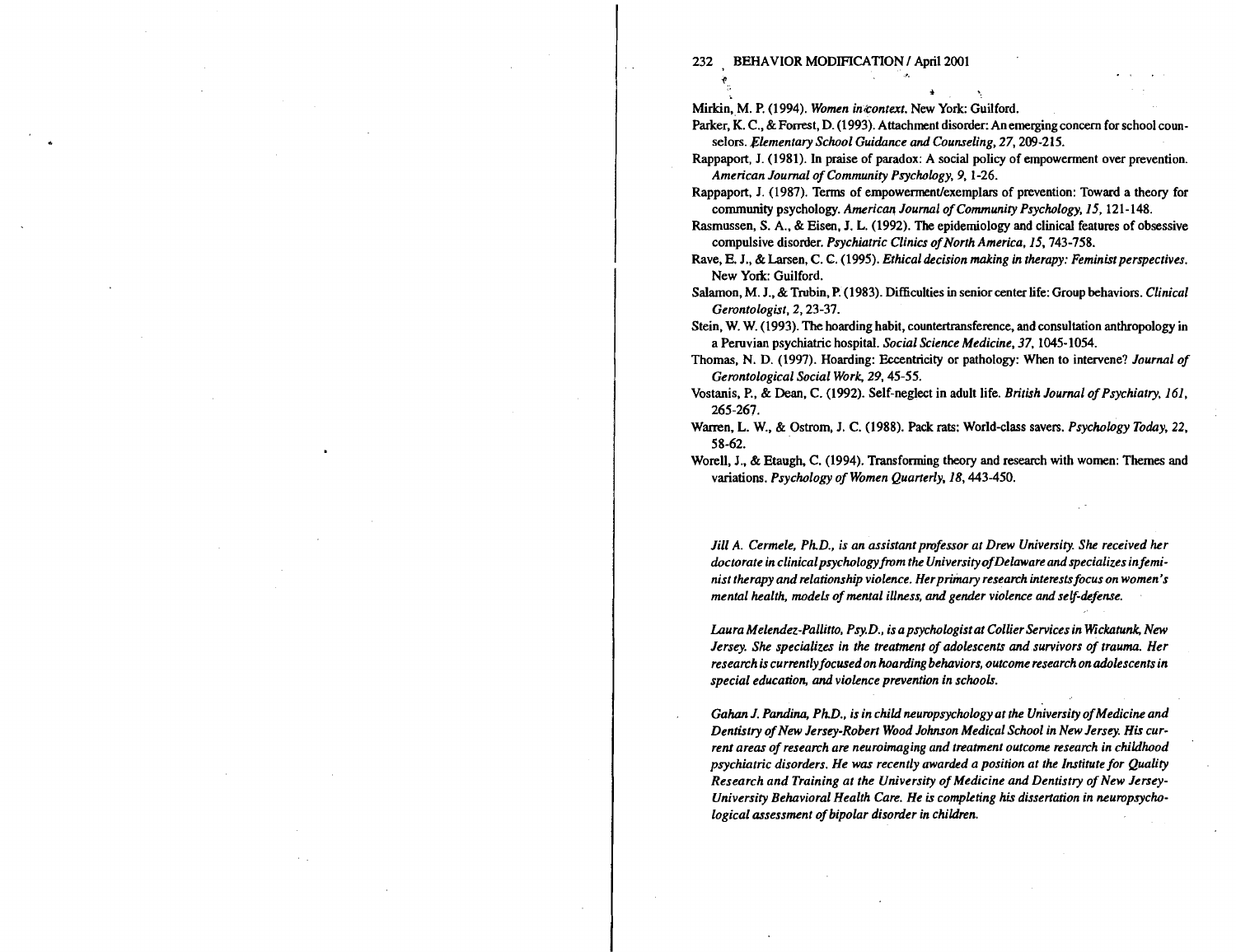Mirkin, M. P. (1994). *Women in context*. New York: Guilford.

Parker, K. C., & Forrest, D. (1993). Attachment disorder: An emerging concern for school counselors. *Elementary School Guidance and Counseling, 27*, 209-215.

Rappaport, J. (1981). In praise of paradox: A social policy of empowerment over prevention. *American Journal of Community Psychology, 9*, 1-26.

Rappaport, J. (1987). Terms of empowerment/exemplars of prevention: Toward a theory for community psychology. *American Journal of Community Psychology, 15*, 121-148.

Rasmussen, S. A., & Eisen, J. L. (1992). The epidemiology and clinical features of obsessive compulsive disorder. *Psychiatric Clinics of North America, 15*, 743-758.

Rave, E. J., & Larsen, C. C. (1995). *Ethical decision making in therapy: Feminist perspectives*. New York: Guilford.

Salamon, M. J., & Trubin, P. (1983). Difficulties in senior center life: Group behaviors. *Clinical Gerontologist, 2*, 23-37.

Stein, W. W. (1993). The hoarding habit, countertransference, and consultation anthropology in a Peruvian psychiatric hospital. *Social Science Medicine, 37*, 1045-1054.

Thomas, N. D. (1997). Hoarding: Eccentricity or pathology: When to intervene? *Journal of Gerontological Social Work, 29*, 45-55.

Vostanis, P., & Dean, C. (1992). Self-neglect in adult life. *British Journal of Psychiatry, 161*, 265-267.

Warren, L. W., & Ostrom, J. C. (1988). Pack rats: World-class savers. *Psychology Today, 22*, 58-62.

Worell, J., & Etaugh, C. (1994). Transforming theory and research with women: Themes and variations. *Psychology of Women Quarterly, 18*, 443-450.

*Jill A. Cermele, Ph.D., is an assistant professor at Drew University. She received her doctorate in clinical psychology from the University of Delaware and specializes in feminist therapy and relationship violence. Her primary research interests focus on women's mental health, models of mental illness, and gender violence and self-defense.*

*Laura Melendez-Pallitto, Psy.D., is a psychologist at Collier Services in Wickatunk, New Jersey. She specializes in the treatment of adolescents and survivors of trauma. Her research is currently focused on hoarding behaviors, outcome research on adolescents in special education, and violence prevention in schools.*

*Gahan J. Pandina, Ph.D., is in child neuropsychology at the University of Medicine and Dentistry of New Jersey-Robert Wood Johnson Medical School in New Jersey. His current areas of research are neuroimaging and treatment outcome research in childhood psychiatric disorders. He was recently awarded a position at the Institute for Quality Research and Training at the University of Medicine and Dentistry of New Jersey-University Behavioral Health Care. He is completing his dissertation in neuropsychological assessment of bipolar disorder in children.*